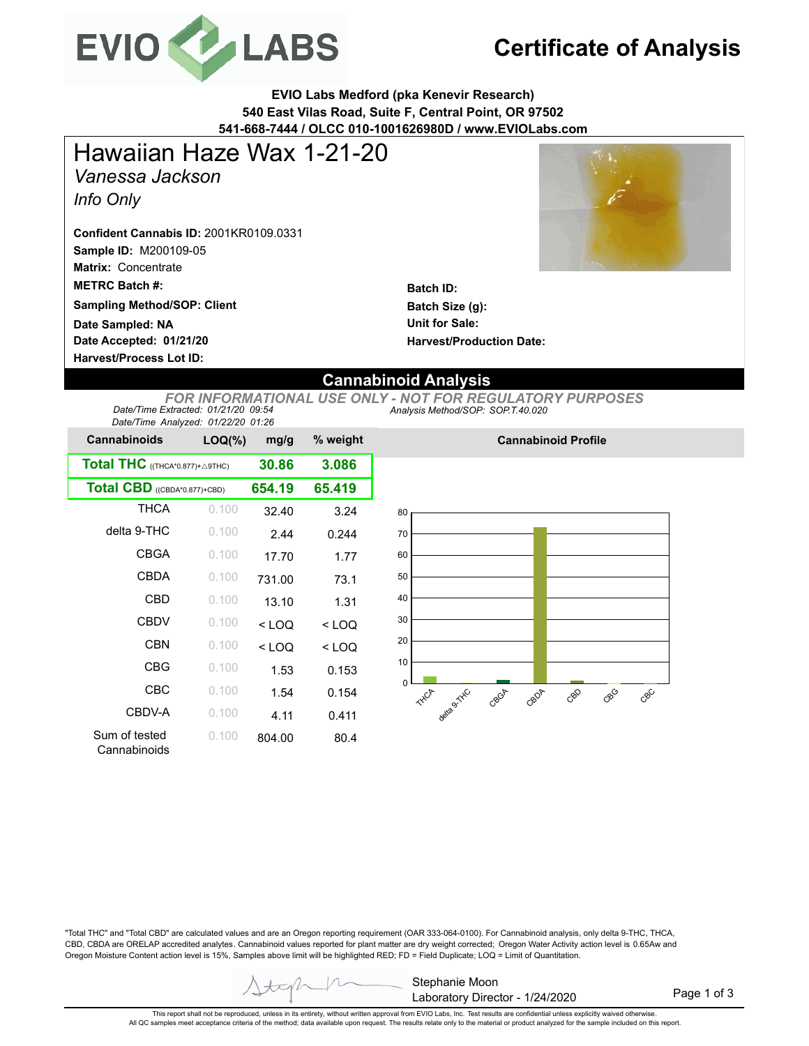# Certificate of Analysis

**EVIO Labs Medford (pka Kenevir Research)**
**540 East Vilas Road, Suite F, Central Point, OR 97502**
**541-668-7444 / OLCC 010-1001626980D / www.EVIOLabs.com**

# Hawaiian Haze Wax 1-21-20

*Vanessa Jackson*

*Info Only*

**Confident Cannabis ID:** 2001KR0109.0331
**Sample ID:** M200109-05
**Matrix:** Concentrate
**METRC Batch #:**
**Sampling Method/SOP: Client**
**Date Sampled: NA**
**Date Accepted: 01/21/20**
**Harvest/Process Lot ID:**

**Batch ID:**
**Batch Size (g):**
**Unit for Sale:**
**Harvest/Production Date:**

## Cannabinoid Analysis

*FOR INFORMATIONAL USE ONLY - NOT FOR REGULATORY PURPOSES*

*Date/Time Extracted: 01/21/20 09:54*
*Date/Time Analyzed: 01/22/20 01:26*
*Analysis Method/SOP: SOP.T.40.020*

| Cannabinoids | LOQ(%) | mg/g | % weight |
|---|---|---|---|
| **Total THC** ((THCA*0.877)+△9THC) | | **30.86** | **3.086** |
| **Total CBD** ((CBDA*0.877)+CBD) | | **654.19** | **65.419** |
| THCA | 0.100 | 32.40 | 3.24 |
| delta 9-THC | 0.100 | 2.44 | 0.244 |
| CBGA | 0.100 | 17.70 | 1.77 |
| CBDA | 0.100 | 731.00 | 73.1 |
| CBD | 0.100 | 13.10 | 1.31 |
| CBDV | 0.100 | < LOQ | < LOQ |
| CBN | 0.100 | < LOQ | < LOQ |
| CBG | 0.100 | 1.53 | 0.153 |
| CBC | 0.100 | 1.54 | 0.154 |
| CBDV-A | 0.100 | 4.11 | 0.411 |
| Sum of tested Cannabinoids | 0.100 | 804.00 | 80.4 |

**Cannabinoid Profile**

"Total THC" and "Total CBD" are calculated values and are an Oregon reporting requirement (OAR 333-064-0100). For Cannabinoid analysis, only delta 9-THC, THCA, CBD, CBDA are ORELAP accredited analytes. Cannabinoid values reported for plant matter are dry weight corrected; Oregon Water Activity action level is 0.65Aw and Oregon Moisture Content action level is 15%, Samples above limit will be highlighted RED; FD = Field Duplicate; LOQ = Limit of Quantitation.

Stephanie Moon
Laboratory Director - 1/24/2020

This report shall not be reproduced, unless in its entirety, without written approval from EVIO Labs, Inc. Test results are confidential unless explicitly waived otherwise.
All QC samples meet acceptance criteria of the method; data available upon request. The results relate only to the material or product analyzed for the sample included on this report.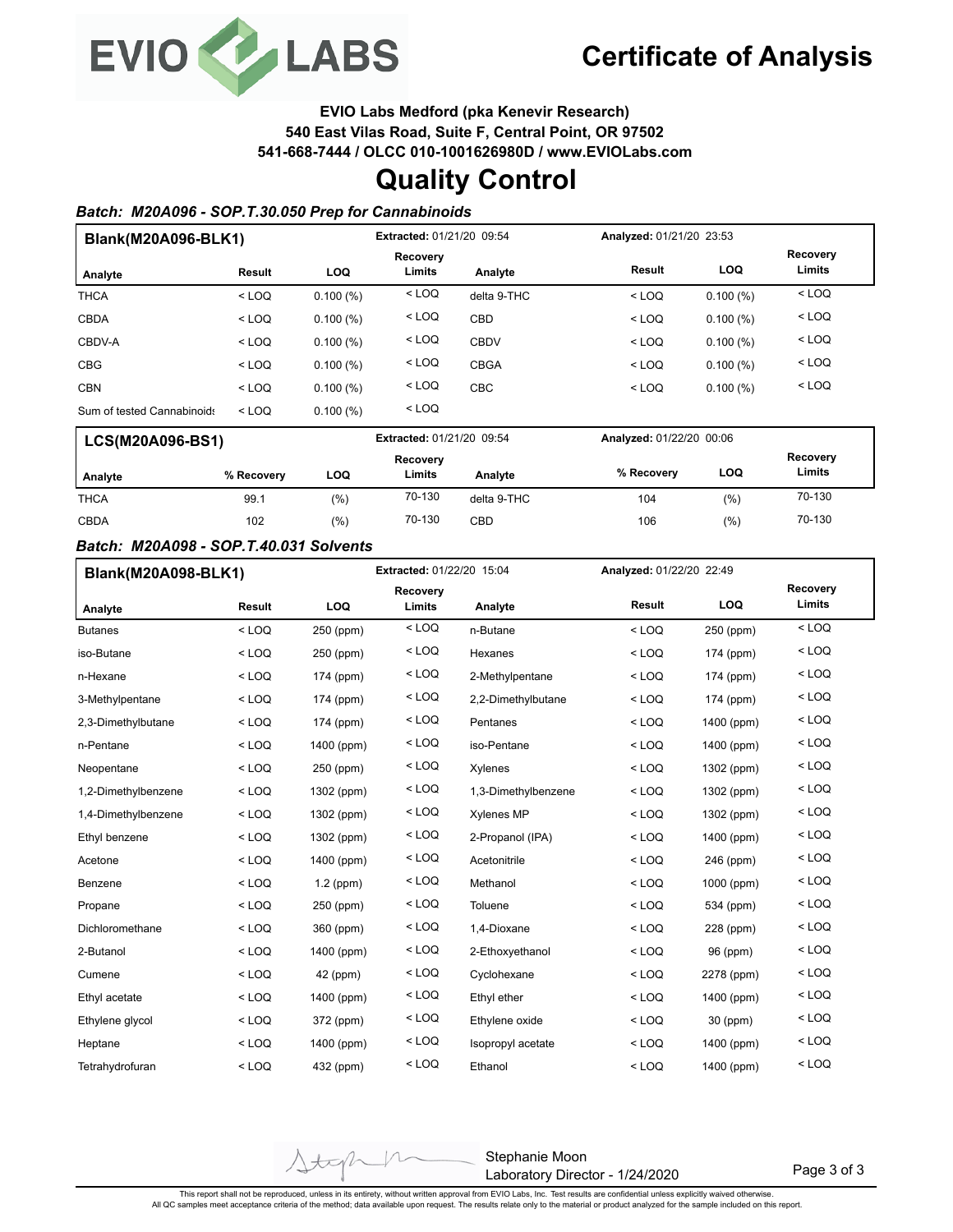# EVIO LABS

## Certificate of Analysis

**EVIO Labs Medford (pka Kenevir Research)**
**540 East Vilas Road, Suite F, Central Point, OR 97502**
**541-668-7444 / OLCC 010-1001626980D / www.EVIOLabs.com**

# Quality Control

### *Batch: M20A096 - SOP.T.30.050 Prep for Cannabinoids*

**Blank(M20A096-BLK1)** — **Extracted:** 01/21/20 09:54 — **Analyzed:** 01/21/20 23:53

| Analyte | Result | LOQ | Recovery Limits | Analyte | Result | LOQ | Recovery Limits |
|---|---|---|---|---|---|---|---|
| THCA | < LOQ | 0.100 (%) | < LOQ | delta 9-THC | < LOQ | 0.100 (%) | < LOQ |
| CBDA | < LOQ | 0.100 (%) | < LOQ | CBD | < LOQ | 0.100 (%) | < LOQ |
| CBDV-A | < LOQ | 0.100 (%) | < LOQ | CBDV | < LOQ | 0.100 (%) | < LOQ |
| CBG | < LOQ | 0.100 (%) | < LOQ | CBGA | < LOQ | 0.100 (%) | < LOQ |
| CBN | < LOQ | 0.100 (%) | < LOQ | CBC | < LOQ | 0.100 (%) | < LOQ |
| Sum of tested Cannabinoids | < LOQ | 0.100 (%) | < LOQ | | | | |

**LCS(M20A096-BS1)** — **Extracted:** 01/21/20 09:54 — **Analyzed:** 01/22/20 00:06

| Analyte | % Recovery | LOQ | Recovery Limits | Analyte | % Recovery | LOQ | Recovery Limits |
|---|---|---|---|---|---|---|---|
| THCA | 99.1 | (%) | 70-130 | delta 9-THC | 104 | (%) | 70-130 |
| CBDA | 102 | (%) | 70-130 | CBD | 106 | (%) | 70-130 |

### *Batch: M20A098 - SOP.T.40.031 Solvents*

**Blank(M20A098-BLK1)** — **Extracted:** 01/22/20 15:04 — **Analyzed:** 01/22/20 22:49

| Analyte | Result | LOQ | Recovery Limits | Analyte | Result | LOQ | Recovery Limits |
|---|---|---|---|---|---|---|---|
| Butanes | < LOQ | 250 (ppm) | < LOQ | n-Butane | < LOQ | 250 (ppm) | < LOQ |
| iso-Butane | < LOQ | 250 (ppm) | < LOQ | Hexanes | < LOQ | 174 (ppm) | < LOQ |
| n-Hexane | < LOQ | 174 (ppm) | < LOQ | 2-Methylpentane | < LOQ | 174 (ppm) | < LOQ |
| 3-Methylpentane | < LOQ | 174 (ppm) | < LOQ | 2,2-Dimethylbutane | < LOQ | 174 (ppm) | < LOQ |
| 2,3-Dimethylbutane | < LOQ | 174 (ppm) | < LOQ | Pentanes | < LOQ | 1400 (ppm) | < LOQ |
| n-Pentane | < LOQ | 1400 (ppm) | < LOQ | iso-Pentane | < LOQ | 1400 (ppm) | < LOQ |
| Neopentane | < LOQ | 250 (ppm) | < LOQ | Xylenes | < LOQ | 1302 (ppm) | < LOQ |
| 1,2-Dimethylbenzene | < LOQ | 1302 (ppm) | < LOQ | 1,3-Dimethylbenzene | < LOQ | 1302 (ppm) | < LOQ |
| 1,4-Dimethylbenzene | < LOQ | 1302 (ppm) | < LOQ | Xylenes MP | < LOQ | 1302 (ppm) | < LOQ |
| Ethyl benzene | < LOQ | 1302 (ppm) | < LOQ | 2-Propanol (IPA) | < LOQ | 1400 (ppm) | < LOQ |
| Acetone | < LOQ | 1400 (ppm) | < LOQ | Acetonitrile | < LOQ | 246 (ppm) | < LOQ |
| Benzene | < LOQ | 1.2 (ppm) | < LOQ | Methanol | < LOQ | 1000 (ppm) | < LOQ |
| Propane | < LOQ | 250 (ppm) | < LOQ | Toluene | < LOQ | 534 (ppm) | < LOQ |
| Dichloromethane | < LOQ | 360 (ppm) | < LOQ | 1,4-Dioxane | < LOQ | 228 (ppm) | < LOQ |
| 2-Butanol | < LOQ | 1400 (ppm) | < LOQ | 2-Ethoxyethanol | < LOQ | 96 (ppm) | < LOQ |
| Cumene | < LOQ | 42 (ppm) | < LOQ | Cyclohexane | < LOQ | 2278 (ppm) | < LOQ |
| Ethyl acetate | < LOQ | 1400 (ppm) | < LOQ | Ethyl ether | < LOQ | 1400 (ppm) | < LOQ |
| Ethylene glycol | < LOQ | 372 (ppm) | < LOQ | Ethylene oxide | < LOQ | 30 (ppm) | < LOQ |
| Heptane | < LOQ | 1400 (ppm) | < LOQ | Isopropyl acetate | < LOQ | 1400 (ppm) | < LOQ |
| Tetrahydrofuran | < LOQ | 432 (ppm) | < LOQ | Ethanol | < LOQ | 1400 (ppm) | < LOQ |

Stephanie Moon
Laboratory Director - 1/24/2020

This report shall not be reproduced, unless in its entirety, without written approval from EVIO Labs, Inc. Test results are confidential unless explicitly waived otherwise.
All QC samples meet acceptance criteria of the method; data available upon request. The results relate only to the material or product analyzed for the sample included on this report.